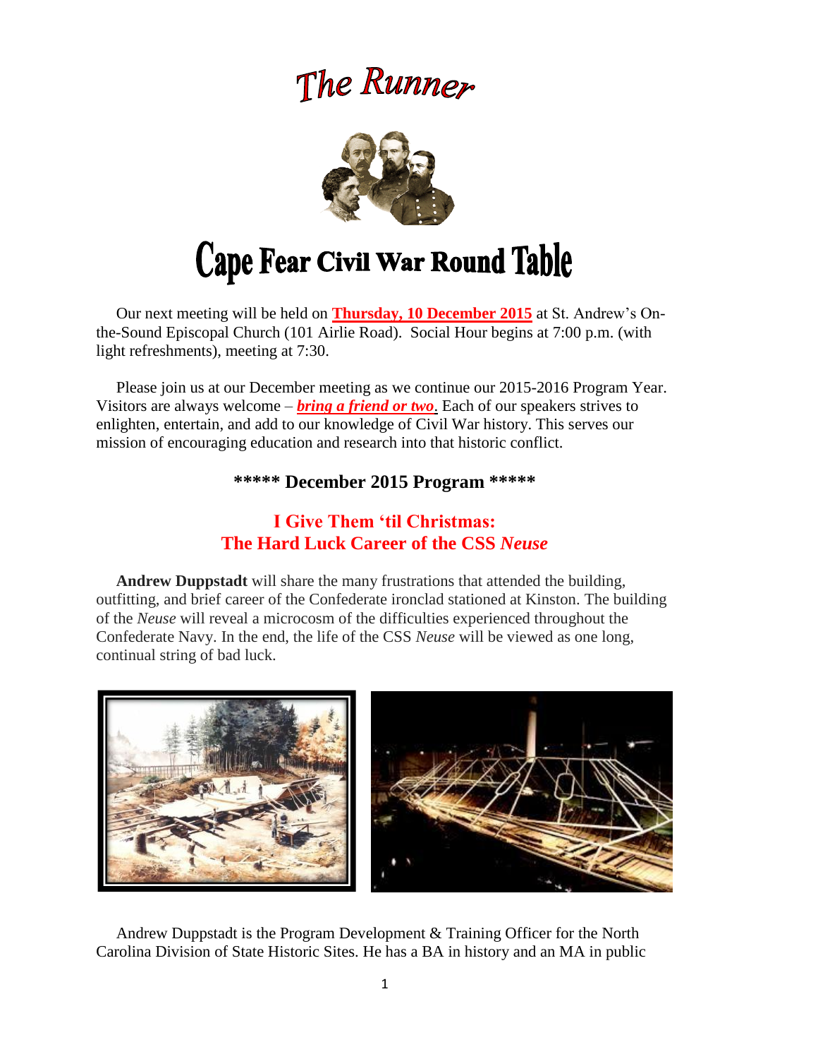# The Runner

# Cape Fear Civil War Round Table

Our next meeting will be held on **Thursday, 10 December 2015** at St. Andrew's On-the-Sound Episcopal Church (101 Airlie Road). Social Hour begins at 7:00 p.m. (with light refreshments), meeting at 7:30.

Please join us at our December meeting as we continue our 2015-2016 Program Year. Visitors are always welcome – ***bring a friend or two***. Each of our speakers strives to enlighten, entertain, and add to our knowledge of Civil War history. This serves our mission of encouraging education and research into that historic conflict.

### ***** December 2015 Program *****

## I Give Them 'til Christmas: The Hard Luck Career of the CSS *Neuse*

**Andrew Duppstadt** will share the many frustrations that attended the building, outfitting, and brief career of the Confederate ironclad stationed at Kinston. The building of the *Neuse* will reveal a microcosm of the difficulties experienced throughout the Confederate Navy. In the end, the life of the CSS *Neuse* will be viewed as one long, continual string of bad luck.

Andrew Duppstadt is the Program Development & Training Officer for the North Carolina Division of State Historic Sites. He has a BA in history and an MA in public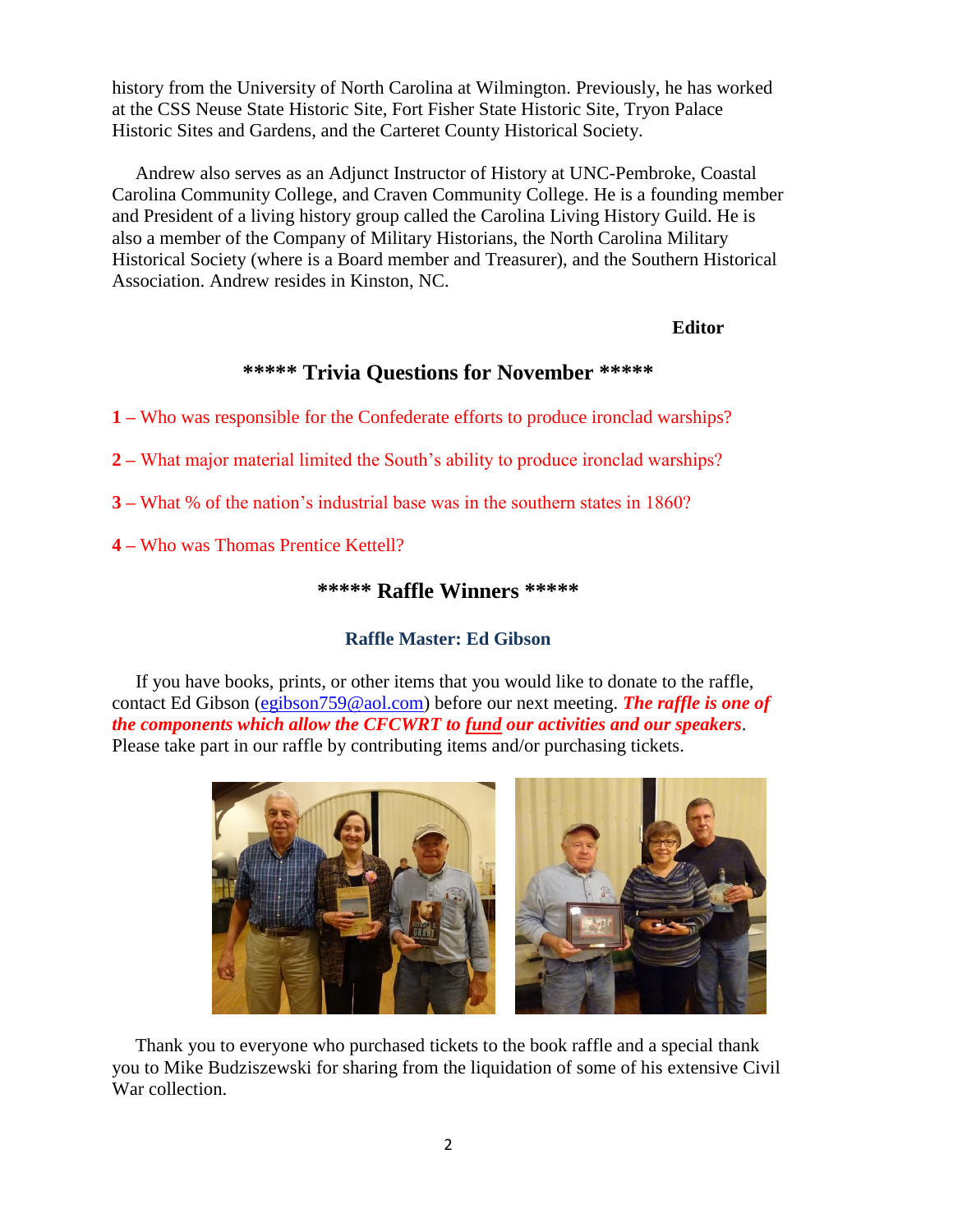history from the University of North Carolina at Wilmington. Previously, he has worked at the CSS Neuse State Historic Site, Fort Fisher State Historic Site, Tryon Palace Historic Sites and Gardens, and the Carteret County Historical Society.

Andrew also serves as an Adjunct Instructor of History at UNC-Pembroke, Coastal Carolina Community College, and Craven Community College. He is a founding member and President of a living history group called the Carolina Living History Guild. He is also a member of the Company of Military Historians, the North Carolina Military Historical Society (where is a Board member and Treasurer), and the Southern Historical Association. Andrew resides in Kinston, NC.

**Editor**

## ***** Trivia Questions for November *****

**1 –** Who was responsible for the Confederate efforts to produce ironclad warships?

**2 –** What major material limited the South's ability to produce ironclad warships?

**3 –** What % of the nation's industrial base was in the southern states in 1860?

**4 –** Who was Thomas Prentice Kettell?

## ***** Raffle Winners *****

### Raffle Master: Ed Gibson

If you have books, prints, or other items that you would like to donate to the raffle, contact Ed Gibson (egibson759@aol.com) before our next meeting. ***The raffle is one of the components which allow the CFCWRT to fund our activities and our speakers***. Please take part in our raffle by contributing items and/or purchasing tickets.

Thank you to everyone who purchased tickets to the book raffle and a special thank you to Mike Budziszewski for sharing from the liquidation of some of his extensive Civil War collection.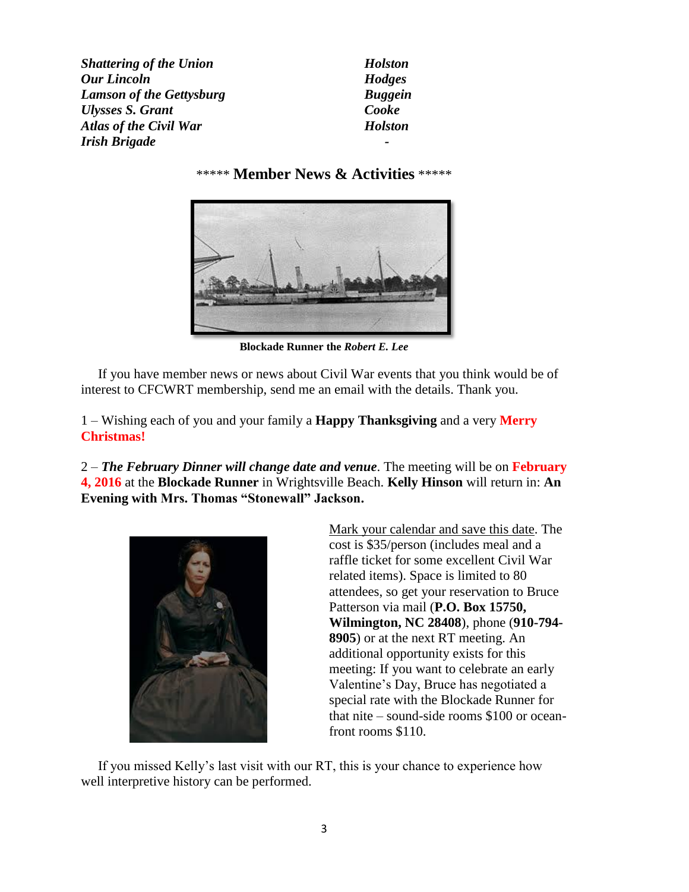| | |
|---|---|
| ***Shattering of the Union*** | ***Holston*** |
| ***Our Lincoln*** | ***Hodges*** |
| ***Lamson of the Gettysburg*** | ***Buggein*** |
| ***Ulysses S. Grant*** | ***Cooke*** |
| ***Atlas of the Civil War*** | ***Holston*** |
| ***Irish Brigade*** | ***-*** |

## ***** Member News & Activities *****

**Blockade Runner the *Robert E. Lee***

If you have member news or news about Civil War events that you think would be of interest to CFCWRT membership, send me an email with the details. Thank you.

1 – Wishing each of you and your family a **Happy Thanksgiving** and a very **Merry Christmas!**

2 – ***The February Dinner will change date and venue***. The meeting will be on **February 4, 2016** at the **Blockade Runner** in Wrightsville Beach. **Kelly Hinson** will return in: **An Evening with Mrs. Thomas "Stonewall" Jackson.**

Mark your calendar and save this date. The cost is $35/person (includes meal and a raffle ticket for some excellent Civil War related items). Space is limited to 80 attendees, so get your reservation to Bruce Patterson via mail (**P.O. Box 15750, Wilmington, NC 28408**), phone (**910-794-8905**) or at the next RT meeting. An additional opportunity exists for this meeting: If you want to celebrate an early Valentine's Day, Bruce has negotiated a special rate with the Blockade Runner for that nite – sound-side rooms $100 or ocean-front rooms $110.

If you missed Kelly's last visit with our RT, this is your chance to experience how well interpretive history can be performed.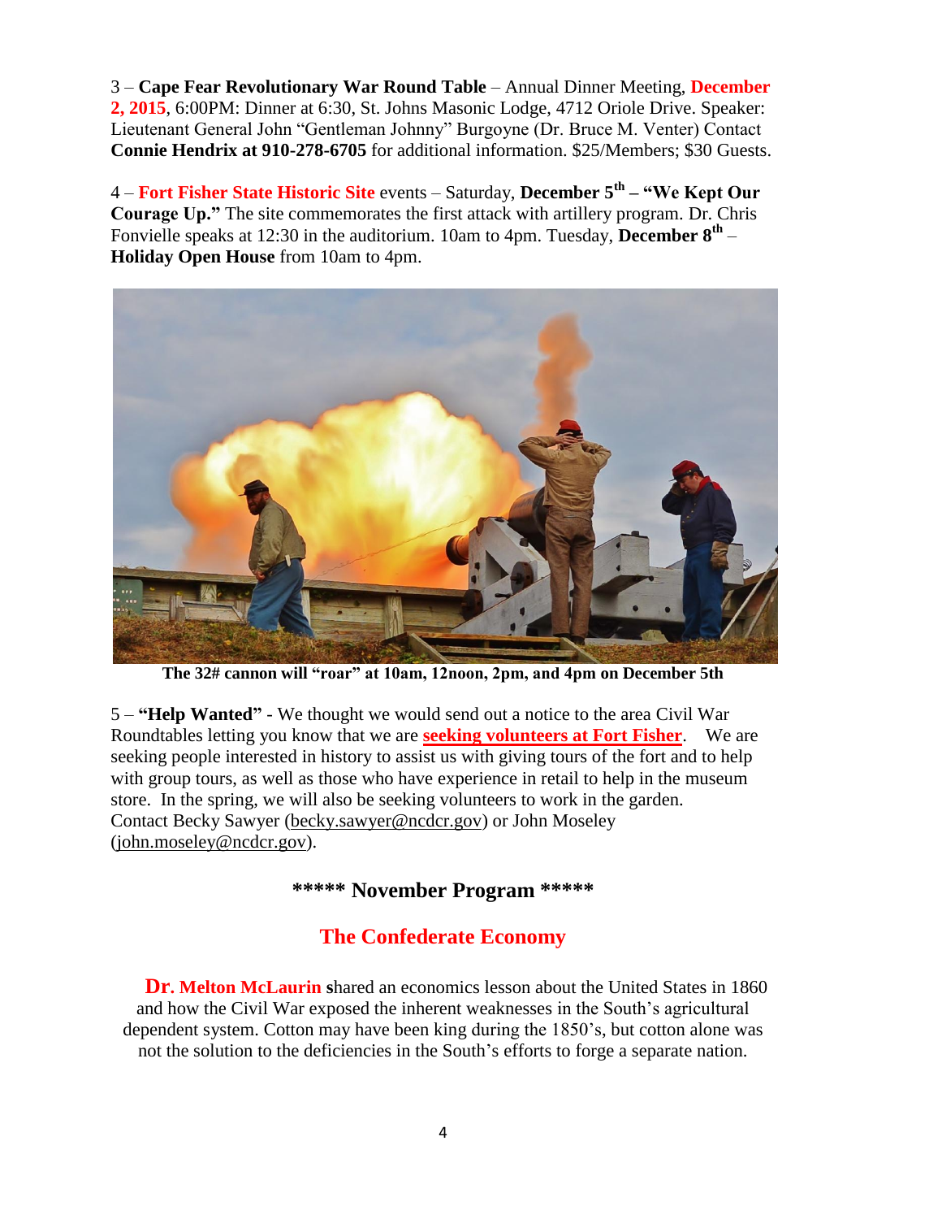3 – **Cape Fear Revolutionary War Round Table** – Annual Dinner Meeting, **December 2, 2015**, 6:00PM: Dinner at 6:30, St. Johns Masonic Lodge, 4712 Oriole Drive. Speaker: Lieutenant General John "Gentleman Johnny" Burgoyne (Dr. Bruce M. Venter) Contact **Connie Hendrix at 910-278-6705** for additional information. $25/Members; $30 Guests.

4 – **Fort Fisher State Historic Site** events – Saturday, **December 5th – "We Kept Our Courage Up."** The site commemorates the first attack with artillery program. Dr. Chris Fonvielle speaks at 12:30 in the auditorium. 10am to 4pm. Tuesday, **December 8th** – **Holiday Open House** from 10am to 4pm.

**The 32# cannon will "roar" at 10am, 12noon, 2pm, and 4pm on December 5th**

5 – **"Help Wanted"** - We thought we would send out a notice to the area Civil War Roundtables letting you know that we are **seeking volunteers at Fort Fisher**. We are seeking people interested in history to assist us with giving tours of the fort and to help with group tours, as well as those who have experience in retail to help in the museum store. In the spring, we will also be seeking volunteers to work in the garden. Contact Becky Sawyer (becky.sawyer@ncdcr.gov) or John Moseley (john.moseley@ncdcr.gov).

## ***** November Program *****

## The Confederate Economy

**Dr. Melton McLaurin** shared an economics lesson about the United States in 1860 and how the Civil War exposed the inherent weaknesses in the South's agricultural dependent system. Cotton may have been king during the 1850's, but cotton alone was not the solution to the deficiencies in the South's efforts to forge a separate nation.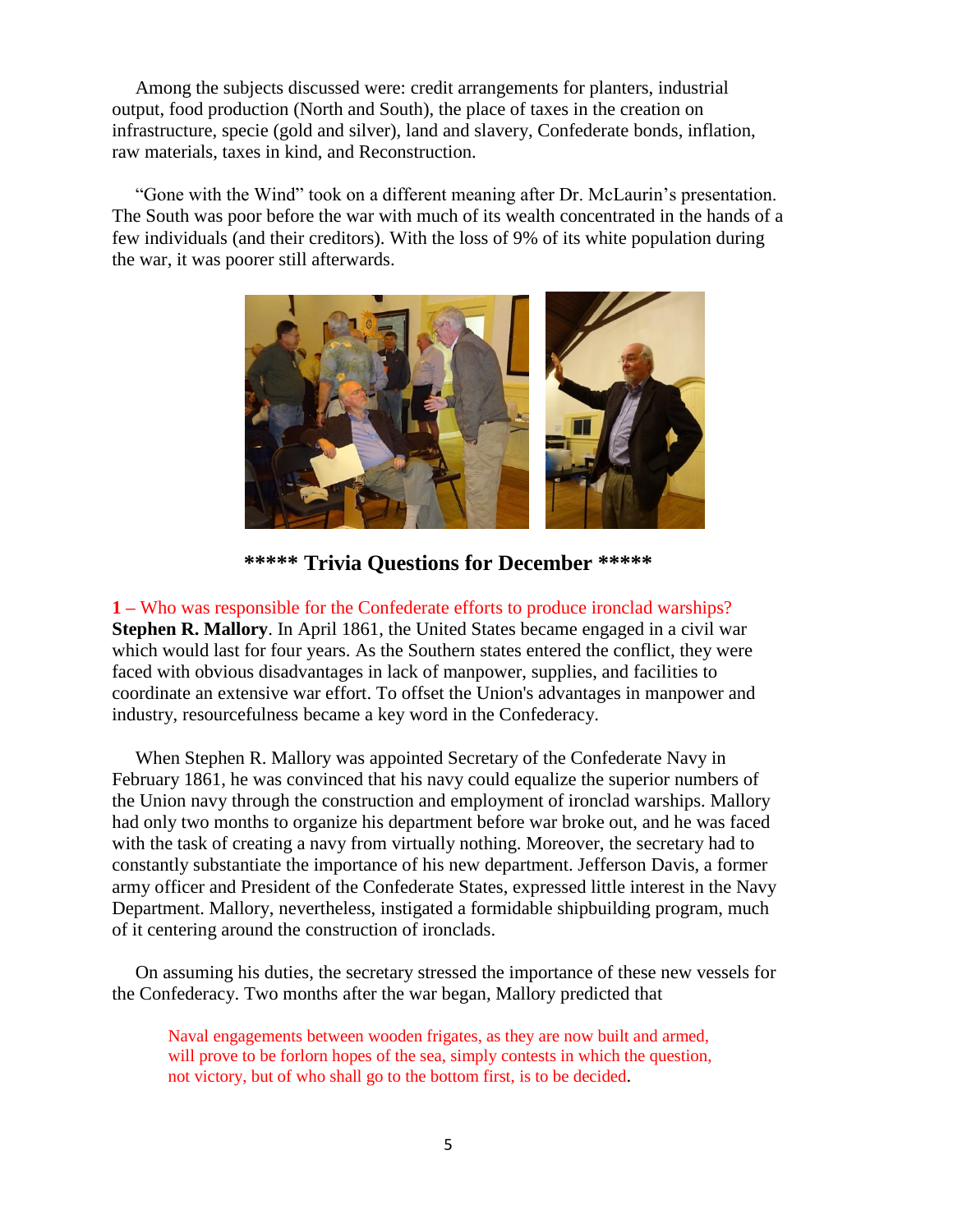Among the subjects discussed were: credit arrangements for planters, industrial output, food production (North and South), the place of taxes in the creation on infrastructure, specie (gold and silver), land and slavery, Confederate bonds, inflation, raw materials, taxes in kind, and Reconstruction.

"Gone with the Wind" took on a different meaning after Dr. McLaurin's presentation. The South was poor before the war with much of its wealth concentrated in the hands of a few individuals (and their creditors). With the loss of 9% of its white population during the war, it was poorer still afterwards.

## ***** Trivia Questions for December *****

**1** – Who was responsible for the Confederate efforts to produce ironclad warships?

**Stephen R. Mallory**. In April 1861, the United States became engaged in a civil war which would last for four years. As the Southern states entered the conflict, they were faced with obvious disadvantages in lack of manpower, supplies, and facilities to coordinate an extensive war effort. To offset the Union's advantages in manpower and industry, resourcefulness became a key word in the Confederacy.

When Stephen R. Mallory was appointed Secretary of the Confederate Navy in February 1861, he was convinced that his navy could equalize the superior numbers of the Union navy through the construction and employment of ironclad warships. Mallory had only two months to organize his department before war broke out, and he was faced with the task of creating a navy from virtually nothing. Moreover, the secretary had to constantly substantiate the importance of his new department. Jefferson Davis, a former army officer and President of the Confederate States, expressed little interest in the Navy Department. Mallory, nevertheless, instigated a formidable shipbuilding program, much of it centering around the construction of ironclads.

On assuming his duties, the secretary stressed the importance of these new vessels for the Confederacy. Two months after the war began, Mallory predicted that

> Naval engagements between wooden frigates, as they are now built and armed, will prove to be forlorn hopes of the sea, simply contests in which the question, not victory, but of who shall go to the bottom first, is to be decided.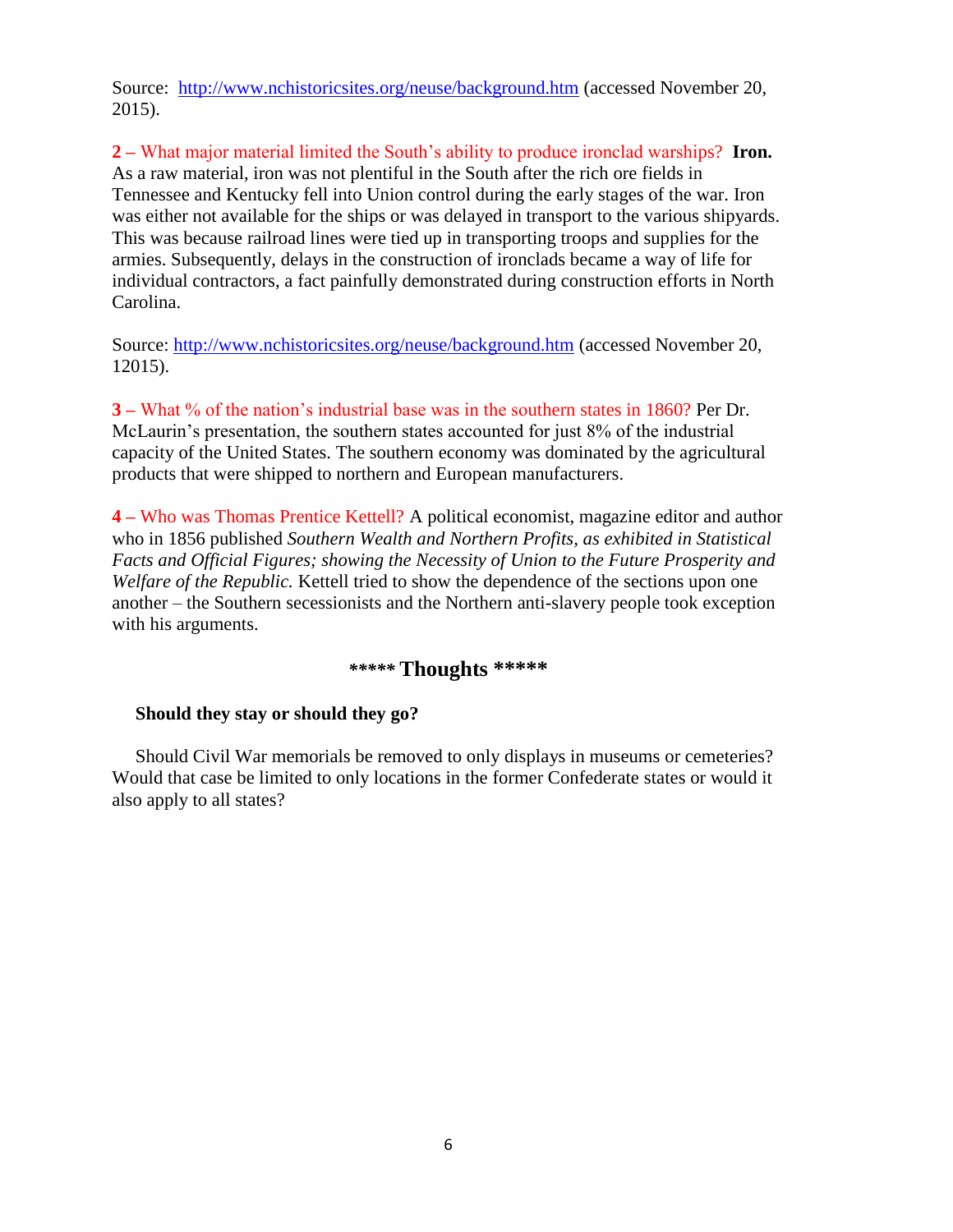Source: http://www.nchistoricsites.org/neuse/background.htm (accessed November 20, 2015).

**2 –** What major material limited the South's ability to produce ironclad warships? **Iron.** As a raw material, iron was not plentiful in the South after the rich ore fields in Tennessee and Kentucky fell into Union control during the early stages of the war. Iron was either not available for the ships or was delayed in transport to the various shipyards. This was because railroad lines were tied up in transporting troops and supplies for the armies. Subsequently, delays in the construction of ironclads became a way of life for individual contractors, a fact painfully demonstrated during construction efforts in North Carolina.

Source: http://www.nchistoricsites.org/neuse/background.htm (accessed November 20, 12015).

**3 –** What % of the nation's industrial base was in the southern states in 1860? Per Dr. McLaurin's presentation, the southern states accounted for just 8% of the industrial capacity of the United States. The southern economy was dominated by the agricultural products that were shipped to northern and European manufacturers.

**4 –** Who was Thomas Prentice Kettell? A political economist, magazine editor and author who in 1856 published *Southern Wealth and Northern Profits, as exhibited in Statistical Facts and Official Figures; showing the Necessity of Union to the Future Prosperity and Welfare of the Republic.* Kettell tried to show the dependence of the sections upon one another – the Southern secessionists and the Northern anti-slavery people took exception with his arguments.

## ***** Thoughts *****

**Should they stay or should they go?**

Should Civil War memorials be removed to only displays in museums or cemeteries? Would that case be limited to only locations in the former Confederate states or would it also apply to all states?